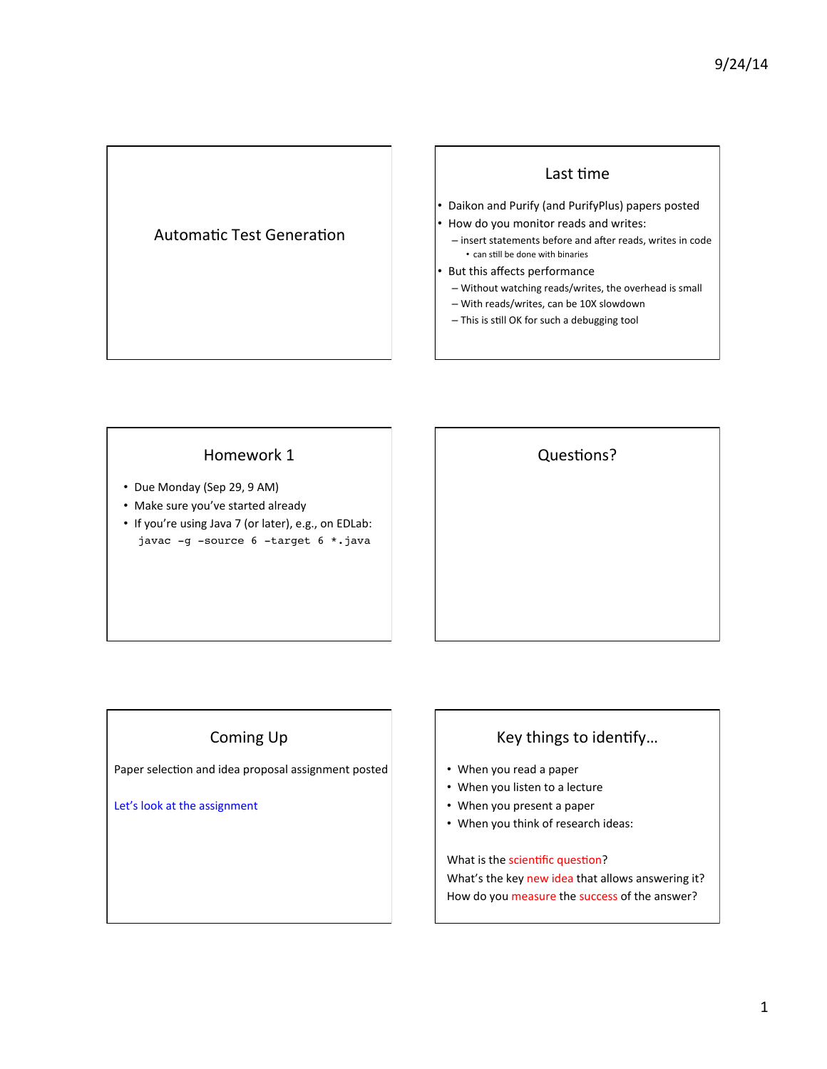# Automatic Test Generation

## Last time

- Daikon and Purify (and PurifyPlus) papers posted
- How do you monitor reads and writes:
  - insert statements before and after reads, writes in code
    - can still be done with binaries
- But this affects performance
  - Without watching reads/writes, the overhead is small
  - With reads/writes, can be 10X slowdown
  - This is still OK for such a debugging tool

## Homework 1

- Due Monday (Sep 29, 9 AM)
- Make sure you've started already
- If you're using Java 7 (or later), e.g., on EDLab:

```
javac -g -source 6 -target 6 *.java
```

## Questions?

## Coming Up

Paper selection and idea proposal assignment posted

Let's look at the assignment

## Key things to identify…

- When you read a paper
- When you listen to a lecture
- When you present a paper
- When you think of research ideas:

What is the scientific question?
What's the key new idea that allows answering it?
How do you measure the success of the answer?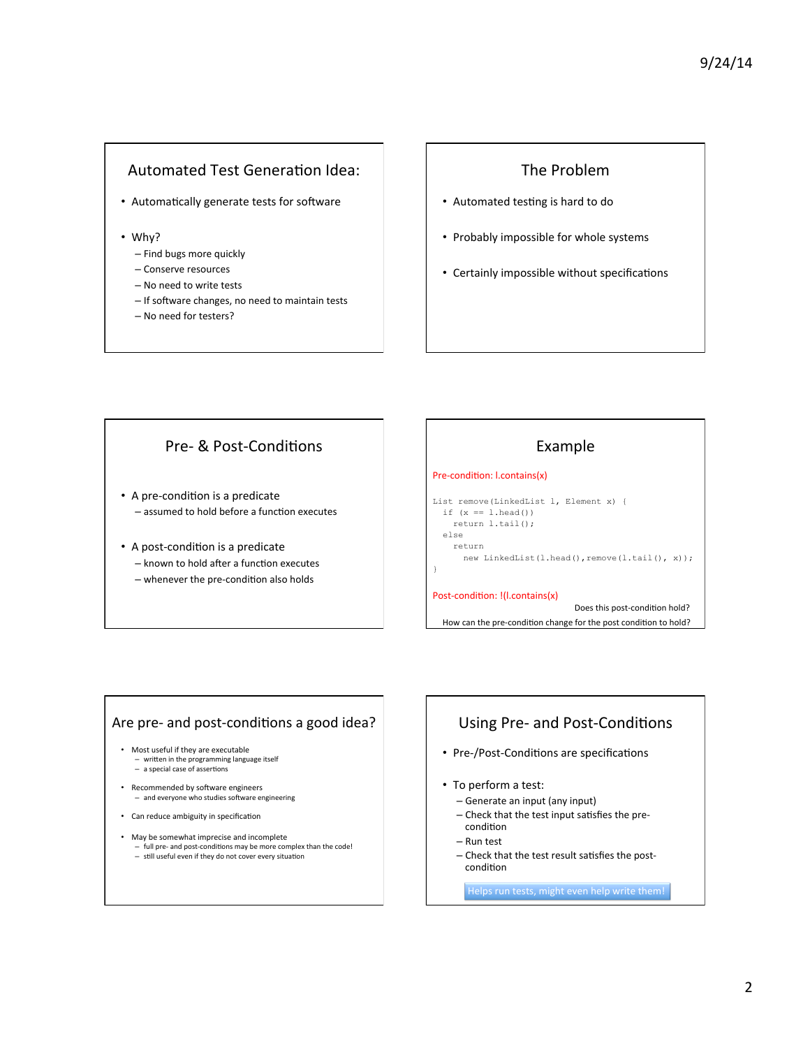## Automated Test Generation Idea:

- Automatically generate tests for software
- Why?
  - Find bugs more quickly
  - Conserve resources
  - No need to write tests
  - If software changes, no need to maintain tests
  - No need for testers?

## The Problem

- Automated testing is hard to do
- Probably impossible for whole systems
- Certainly impossible without specifications

## Pre- & Post-Conditions

- A pre-condition is a predicate
  - assumed to hold before a function executes
- A post-condition is a predicate
  - known to hold after a function executes
  - whenever the pre-condition also holds

## Example

Pre-condition: l.contains(x)

```
List remove(LinkedList l, Element x) {
  if (x == l.head())
    return l.tail();
  else
    return
      new LinkedList(l.head(),remove(l.tail(), x));
}
```

Post-condition: !(l.contains(x))

Does this post-condition hold?

How can the pre-condition change for the post condition to hold?

## Are pre- and post-conditions a good idea?

- Most useful if they are executable
  - written in the programming language itself
  - a special case of assertions
- Recommended by software engineers
  - and everyone who studies software engineering
- Can reduce ambiguity in specification
- May be somewhat imprecise and incomplete
  - full pre- and post-conditions may be more complex than the code!
  - still useful even if they do not cover every situation

## Using Pre- and Post-Conditions

- Pre-/Post-Conditions are specifications
- To perform a test:
  - Generate an input (any input)
  - Check that the test input satisfies the pre-condition
  - Run test
  - Check that the test result satisfies the post-condition

Helps run tests, might even help write them!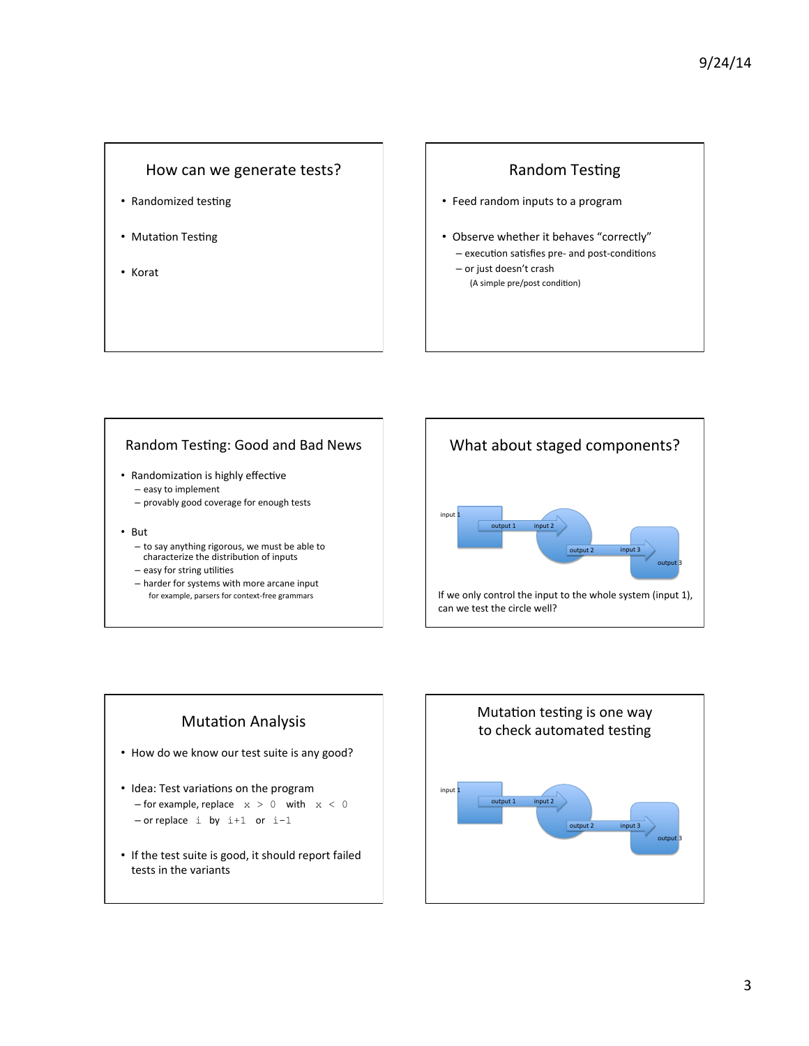## How can we generate tests?

- Randomized testing
- Mutation Testing
- Korat

## Random Testing

- Feed random inputs to a program
- Observe whether it behaves "correctly"
  - execution satisfies pre- and post-conditions
  - or just doesn't crash
    (A simple pre/post condition)

## Random Testing: Good and Bad News

- Randomization is highly effective
  - easy to implement
  - provably good coverage for enough tests
- But
  - to say anything rigorous, we must be able to characterize the distribution of inputs
  - easy for string utilities
  - harder for systems with more arcane input
    for example, parsers for context-free grammars

## What about staged components?

input 1 → output 1 → input 2 → output 2 → input 3 → output 3

If we only control the input to the whole system (input 1), can we test the circle well?

## Mutation Analysis

- How do we know our test suite is any good?
- Idea: Test variations on the program
  - for example, replace `x > 0` with `x < 0`
  - or replace `i` by `i+1` or `i-1`
- If the test suite is good, it should report failed tests in the variants

## Mutation testing is one way to check automated testing

input 1 → output 1 → input 2 → output 2 → input 3 → output 3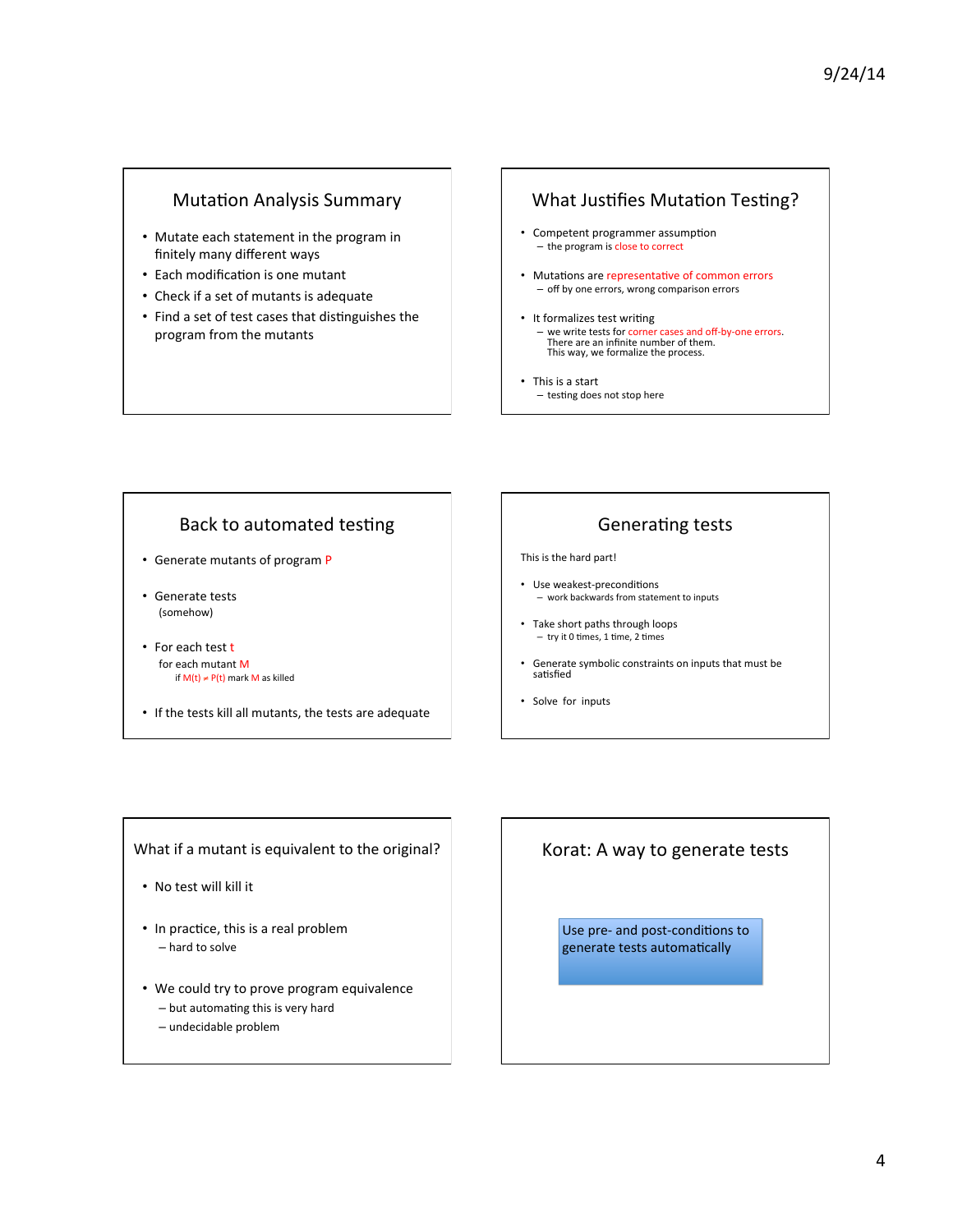## Mutation Analysis Summary

- Mutate each statement in the program in finitely many different ways
- Each modification is one mutant
- Check if a set of mutants is adequate
- Find a set of test cases that distinguishes the program from the mutants

## What Justifies Mutation Testing?

- Competent programmer assumption
  - the program is close to correct
- Mutations are representative of common errors
  - off by one errors, wrong comparison errors
- It formalizes test writing
  - we write tests for corner cases and off-by-one errors. There are an infinite number of them. This way, we formalize the process.
- This is a start
  - testing does not stop here

## Back to automated testing

- Generate mutants of program P
- Generate tests (somehow)
- For each test t
  - for each mutant M
    - if $M(t) \neq P(t)$ mark M as killed
- If the tests kill all mutants, the tests are adequate

## Generating tests

This is the hard part!

- Use weakest-preconditions
  - work backwards from statement to inputs
- Take short paths through loops
  - try it 0 times, 1 time, 2 times
- Generate symbolic constraints on inputs that must be satisfied
- Solve for inputs

## What if a mutant is equivalent to the original?

- No test will kill it
- In practice, this is a real problem
  - hard to solve
- We could try to prove program equivalence
  - but automating this is very hard
  - undecidable problem

## Korat: A way to generate tests

Use pre- and post-conditions to generate tests automatically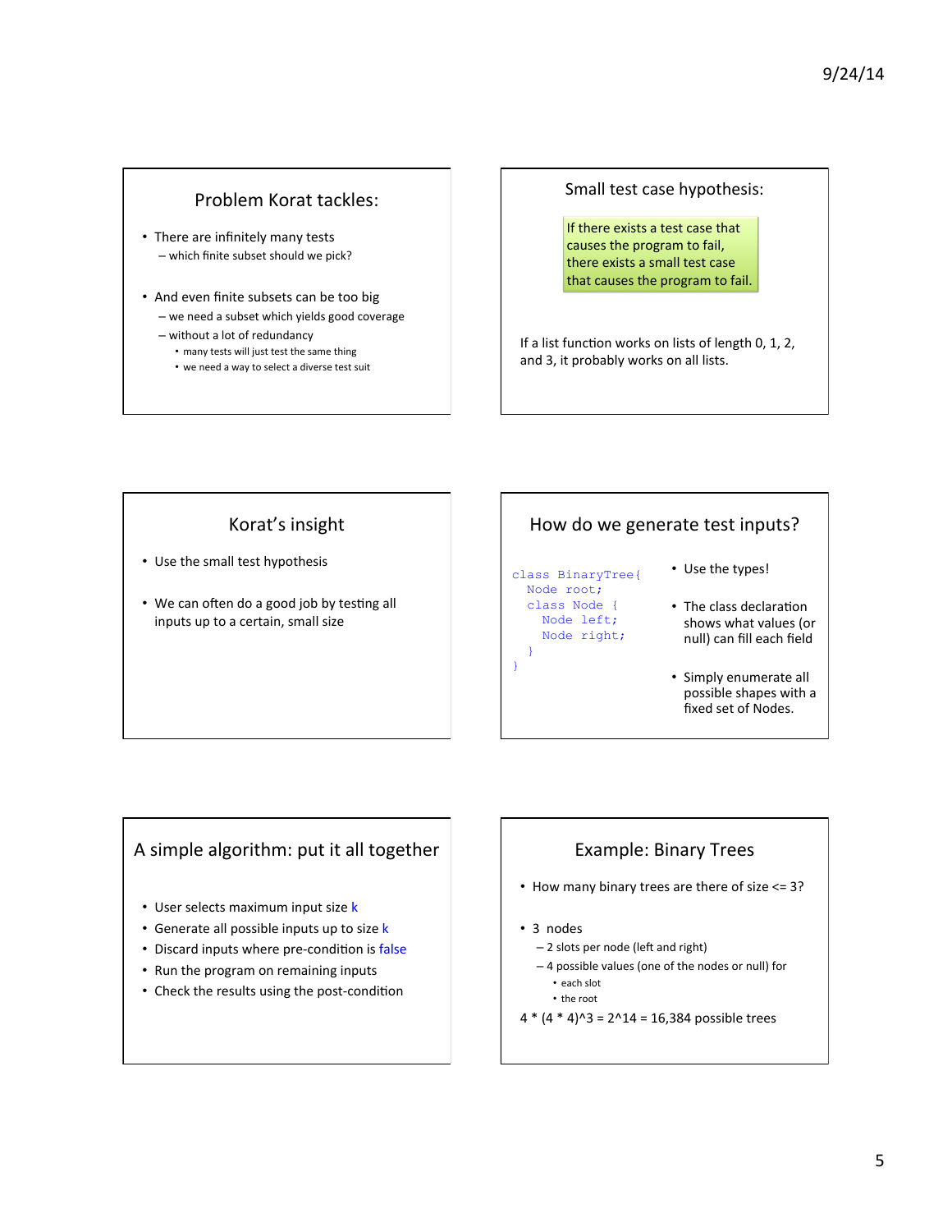## Problem Korat tackles:

- There are infinitely many tests
  - which finite subset should we pick?
- And even finite subsets can be too big
  - we need a subset which yields good coverage
  - without a lot of redundancy
    - many tests will just test the same thing
    - we need a way to select a diverse test suit

## Small test case hypothesis:

If there exists a test case that causes the program to fail, there exists a small test case that causes the program to fail.

If a list function works on lists of length 0, 1, 2, and 3, it probably works on all lists.

## Korat's insight

- Use the small test hypothesis
- We can often do a good job by testing all inputs up to a certain, small size

## How do we generate test inputs?

```
class BinaryTree{
  Node root;
  class Node {
    Node left;
    Node right;
  }
}
```

- Use the types!
- The class declaration shows what values (or null) can fill each field
- Simply enumerate all possible shapes with a fixed set of Nodes.

## A simple algorithm: put it all together

- User selects maximum input size k
- Generate all possible inputs up to size k
- Discard inputs where pre-condition is false
- Run the program on remaining inputs
- Check the results using the post-condition

## Example: Binary Trees

- How many binary trees are there of size <= 3?
- 3 nodes
  - 2 slots per node (left and right)
  - 4 possible values (one of the nodes or null) for
    - each slot
    - the root

4 * (4 * 4)^3 = 2^14 = 16,384 possible trees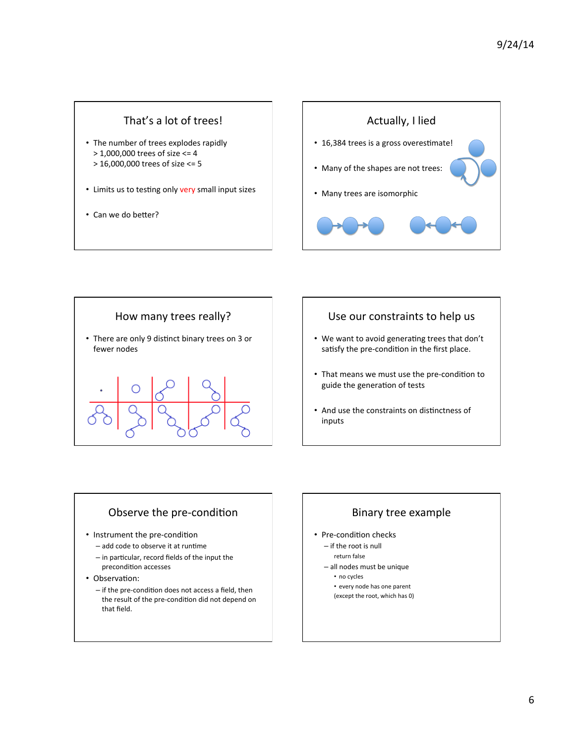## That's a lot of trees!

- The number of trees explodes rapidly
  > 1,000,000 trees of size <= 4
  > 16,000,000 trees of size <= 5
- Limits us to testing only very small input sizes
- Can we do better?

## Actually, I lied

- 16,384 trees is a gross overestimate!
- Many of the shapes are not trees:
- Many trees are isomorphic

## How many trees really?

- There are only 9 distinct binary trees on 3 or fewer nodes

## Use our constraints to help us

- We want to avoid generating trees that don't satisfy the pre-condition in the first place.
- That means we must use the pre-condition to guide the generation of tests
- And use the constraints on distinctness of inputs

## Observe the pre-condition

- Instrument the pre-condition
  - add code to observe it at runtime
  - in particular, record fields of the input the precondition accesses
- Observation:
  - if the pre-condition does not access a field, then the result of the pre-condition did not depend on that field.

## Binary tree example

- Pre-condition checks
  - if the root is null
    return false
  - all nodes must be unique
    - no cycles
    - every node has one parent
    (except the root, which has 0)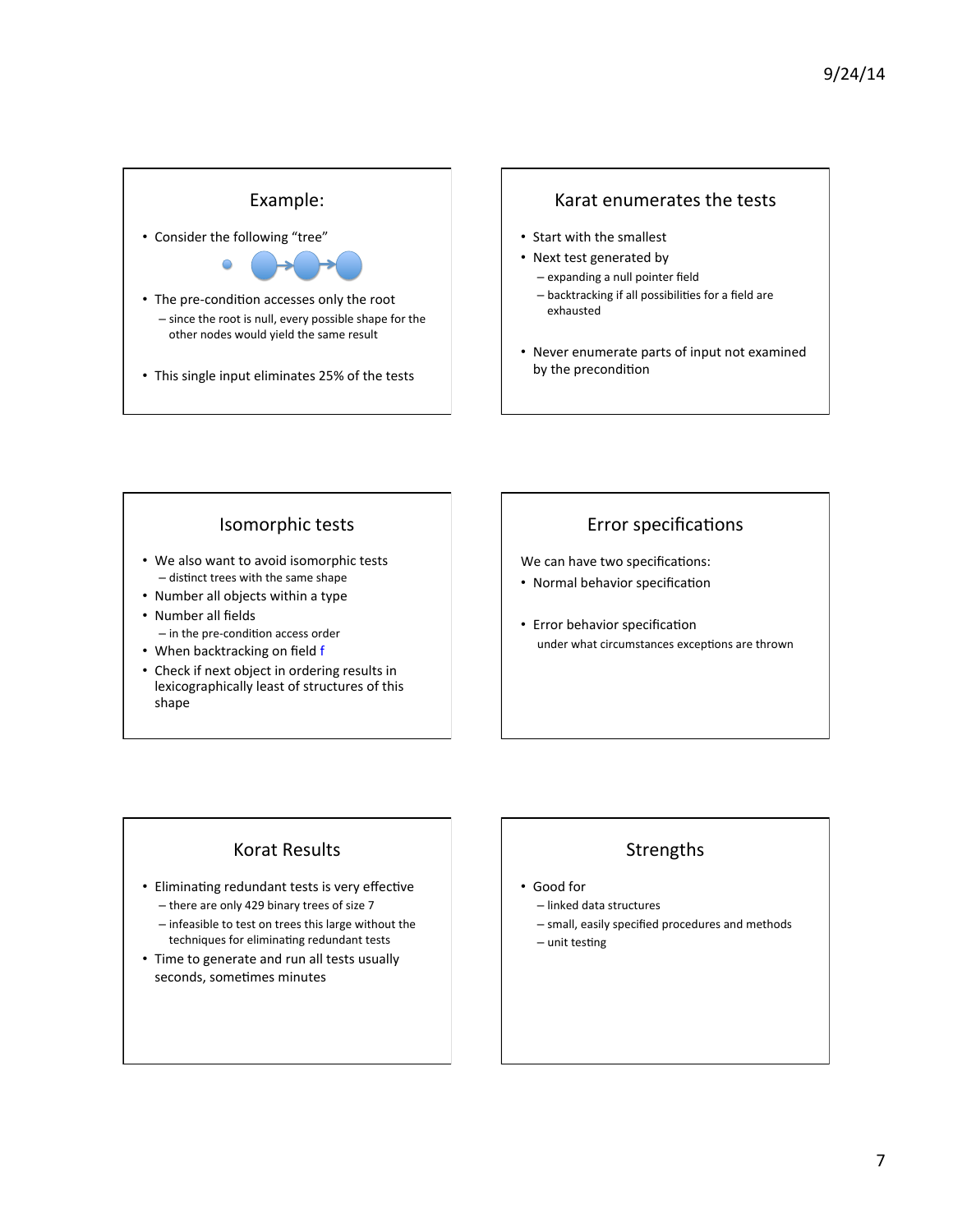## Example:

- Consider the following "tree"
- The pre-condition accesses only the root
  - since the root is null, every possible shape for the other nodes would yield the same result
- This single input eliminates 25% of the tests

## Karat enumerates the tests

- Start with the smallest
- Next test generated by
  - expanding a null pointer field
  - backtracking if all possibilities for a field are exhausted
- Never enumerate parts of input not examined by the precondition

## Isomorphic tests

- We also want to avoid isomorphic tests
  - distinct trees with the same shape
- Number all objects within a type
- Number all fields
  - in the pre-condition access order
- When backtracking on field f
- Check if next object in ordering results in lexicographically least of structures of this shape

## Error specifications

We can have two specifications:

- Normal behavior specification
- Error behavior specification

  under what circumstances exceptions are thrown

## Korat Results

- Eliminating redundant tests is very effective
  - there are only 429 binary trees of size 7
  - infeasible to test on trees this large without the techniques for eliminating redundant tests
- Time to generate and run all tests usually seconds, sometimes minutes

## Strengths

- Good for
  - linked data structures
  - small, easily specified procedures and methods
  - unit testing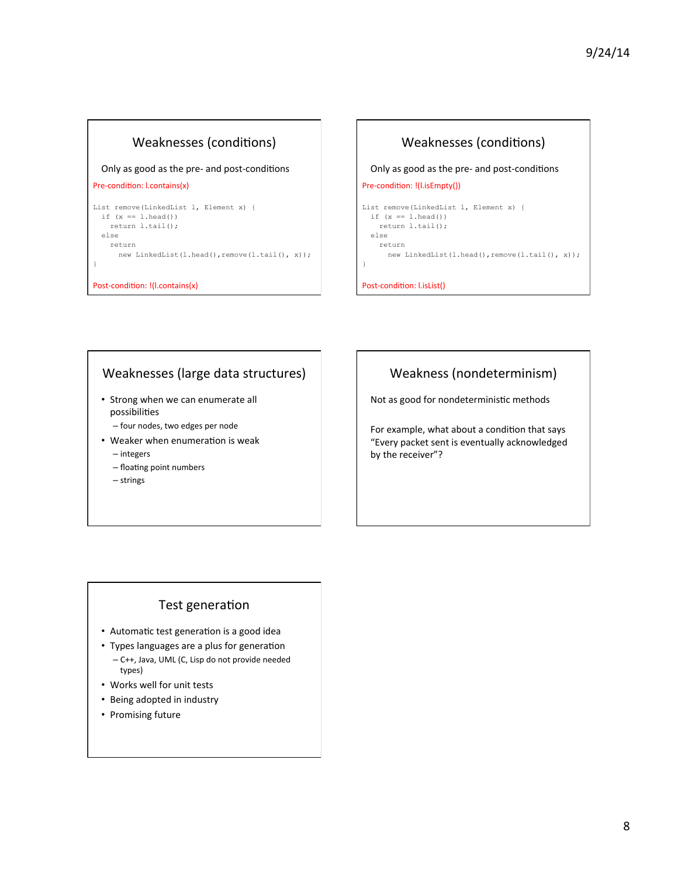## Weaknesses (conditions)

Only as good as the pre- and post-conditions

Pre-condition: l.contains(x)

```
List remove(LinkedList l, Element x) {
  if (x == l.head())
    return l.tail();
  else
    return
      new LinkedList(l.head(),remove(l.tail(), x));
}
```

Post-condition: !(l.contains(x)

## Weaknesses (conditions)

Only as good as the pre- and post-conditions

Pre-condition: !(l.isEmpty())

```
List remove(LinkedList l, Element x) {
  if (x == l.head())
    return l.tail();
  else
    return
      new LinkedList(l.head(),remove(l.tail(), x));
}
```

Post-condition: l.isList()

## Weaknesses (large data structures)

- Strong when we can enumerate all possibilities
  - four nodes, two edges per node
- Weaker when enumeration is weak
  - integers
  - floating point numbers
  - strings

## Weakness (nondeterminism)

Not as good for nondeterministic methods

For example, what about a condition that says "Every packet sent is eventually acknowledged by the receiver"?

## Test generation

- Automatic test generation is a good idea
- Types languages are a plus for generation
  - C++, Java, UML (C, Lisp do not provide needed types)
- Works well for unit tests
- Being adopted in industry
- Promising future